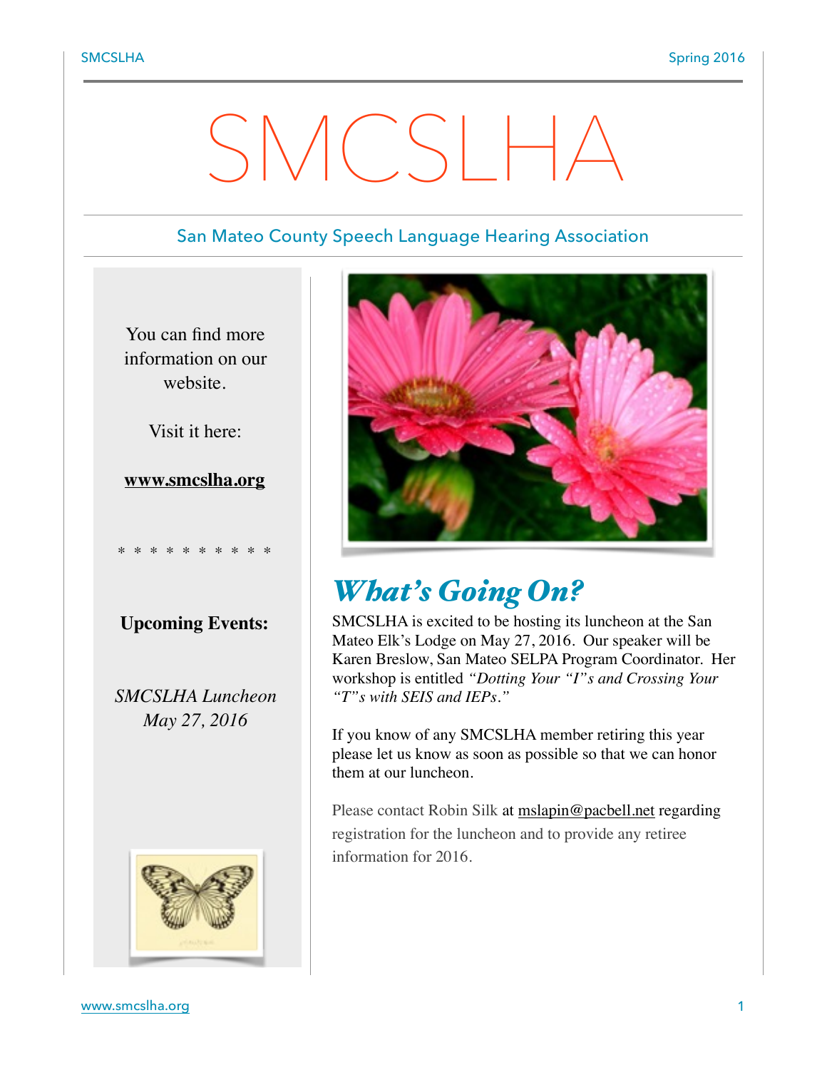# SMCSLHA

San Mateo County Speech Language Hearing Association

You can find more information on our website.

Visit it here:

**www.smcslha.org**

* * * * * * * * * *

**Upcoming Events:**

*SMCSLHA Luncheon*
*May 27, 2016*

## *What's Going On?*

SMCSLHA is excited to be hosting its luncheon at the San Mateo Elk's Lodge on May 27, 2016. Our speaker will be Karen Breslow, San Mateo SELPA Program Coordinator. Her workshop is entitled *"Dotting Your "I"s and Crossing Your "T"s with SEIS and IEPs."*

If you know of any SMCSLHA member retiring this year please let us know as soon as possible so that we can honor them at our luncheon.

Please contact Robin Silk at mslapin@pacbell.net regarding registration for the luncheon and to provide any retiree information for 2016.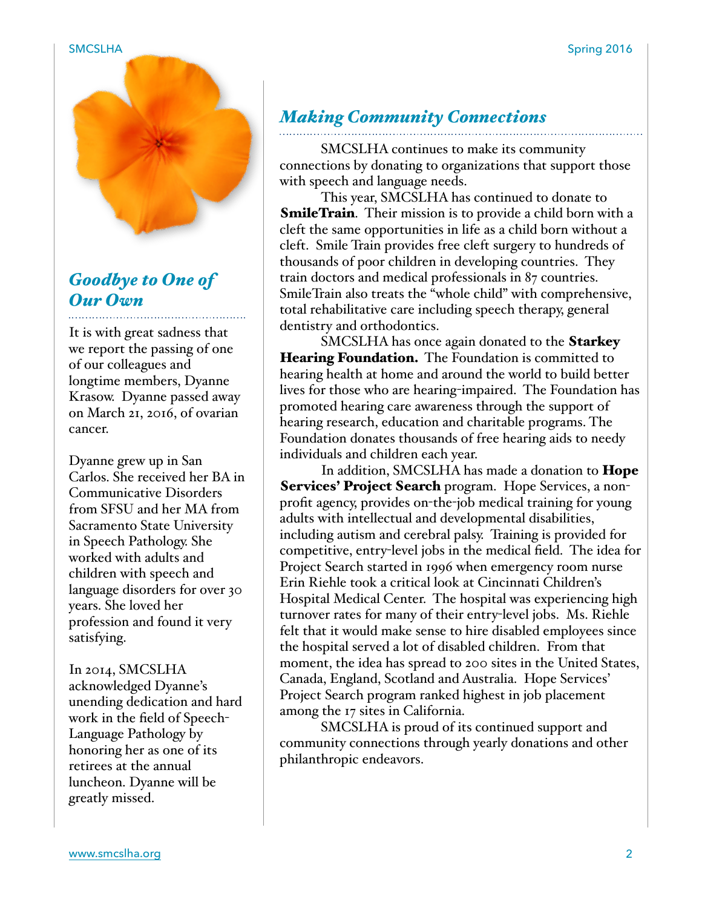## *Goodbye to One of Our Own*

It is with great sadness that we report the passing of one of our colleagues and longtime members, Dyanne Krasow. Dyanne passed away on March 21, 2016, of ovarian cancer.

Dyanne grew up in San Carlos. She received her BA in Communicative Disorders from SFSU and her MA from Sacramento State University in Speech Pathology. She worked with adults and children with speech and language disorders for over 30 years. She loved her profession and found it very satisfying.

In 2014, SMCSLHA acknowledged Dyanne's unending dedication and hard work in the field of Speech-Language Pathology by honoring her as one of its retirees at the annual luncheon. Dyanne will be greatly missed.

## *Making Community Connections*

SMCSLHA continues to make its community connections by donating to organizations that support those with speech and language needs.

This year, SMCSLHA has continued to donate to **SmileTrain**. Their mission is to provide a child born with a cleft the same opportunities in life as a child born without a cleft. Smile Train provides free cleft surgery to hundreds of thousands of poor children in developing countries. They train doctors and medical professionals in 87 countries. SmileTrain also treats the "whole child" with comprehensive, total rehabilitative care including speech therapy, general dentistry and orthodontics.

SMCSLHA has once again donated to the **Starkey Hearing Foundation.** The Foundation is committed to hearing health at home and around the world to build better lives for those who are hearing-impaired. The Foundation has promoted hearing care awareness through the support of hearing research, education and charitable programs. The Foundation donates thousands of free hearing aids to needy individuals and children each year.

In addition, SMCSLHA has made a donation to **Hope Services' Project Search** program. Hope Services, a non-profit agency, provides on-the-job medical training for young adults with intellectual and developmental disabilities, including autism and cerebral palsy. Training is provided for competitive, entry-level jobs in the medical field. The idea for Project Search started in 1996 when emergency room nurse Erin Riehle took a critical look at Cincinnati Children's Hospital Medical Center. The hospital was experiencing high turnover rates for many of their entry-level jobs. Ms. Riehle felt that it would make sense to hire disabled employees since the hospital served a lot of disabled children. From that moment, the idea has spread to 200 sites in the United States, Canada, England, Scotland and Australia. Hope Services' Project Search program ranked highest in job placement among the 17 sites in California.

SMCSLHA is proud of its continued support and community connections through yearly donations and other philanthropic endeavors.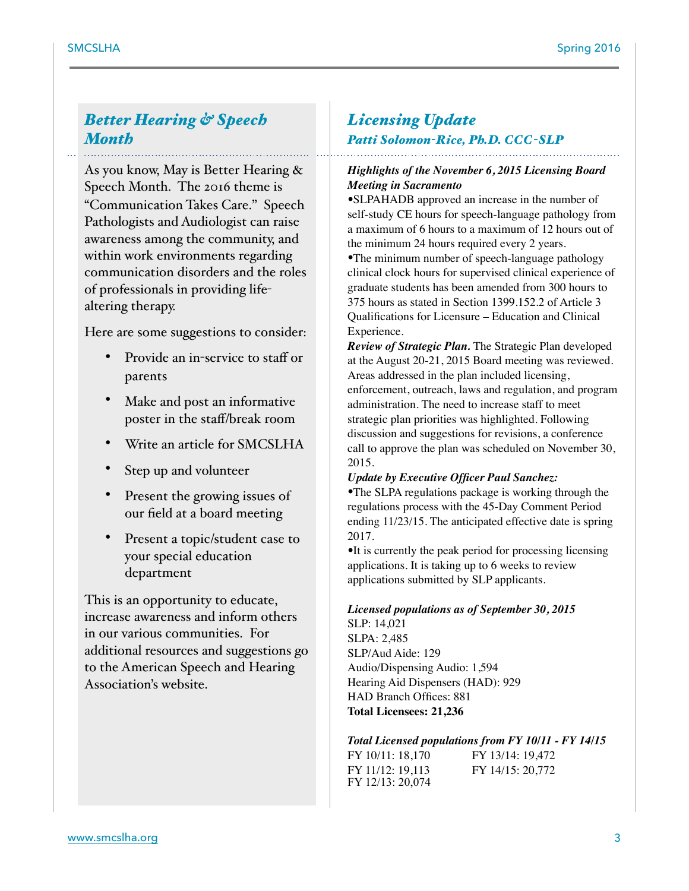## *Better Hearing & Speech Month*

As you know, May is Better Hearing & Speech Month. The 2016 theme is "Communication Takes Care." Speech Pathologists and Audiologist can raise awareness among the community, and within work environments regarding communication disorders and the roles of professionals in providing life-altering therapy.

Here are some suggestions to consider:

- Provide an in-service to staff or parents
- Make and post an informative poster in the staff/break room
- Write an article for SMCSLHA
- Step up and volunteer
- Present the growing issues of our field at a board meeting
- Present a topic/student case to your special education department

This is an opportunity to educate, increase awareness and inform others in our various communities. For additional resources and suggestions go to the American Speech and Hearing Association's website.

## *Licensing Update*

### *Patti Solomon-Rice, Ph.D. CCC-SLP*

***Highlights of the November 6, 2015 Licensing Board Meeting in Sacramento***

•SLPAHADB approved an increase in the number of self-study CE hours for speech-language pathology from a maximum of 6 hours to a maximum of 12 hours out of the minimum 24 hours required every 2 years.

•The minimum number of speech-language pathology clinical clock hours for supervised clinical experience of graduate students has been amended from 300 hours to 375 hours as stated in Section 1399.152.2 of Article 3 Qualifications for Licensure – Education and Clinical Experience.

***Review of Strategic Plan.*** The Strategic Plan developed at the August 20-21, 2015 Board meeting was reviewed. Areas addressed in the plan included licensing, enforcement, outreach, laws and regulation, and program administration. The need to increase staff to meet strategic plan priorities was highlighted. Following discussion and suggestions for revisions, a conference call to approve the plan was scheduled on November 30, 2015.

***Update by Executive Officer Paul Sanchez:***

•The SLPA regulations package is working through the regulations process with the 45-Day Comment Period ending 11/23/15. The anticipated effective date is spring 2017.

•It is currently the peak period for processing licensing applications. It is taking up to 6 weeks to review applications submitted by SLP applicants.

***Licensed populations as of September 30, 2015***

SLP: 14,021
SLPA: 2,485
SLP/Aud Aide: 129
Audio/Dispensing Audio: 1,594
Hearing Aid Dispensers (HAD): 929
HAD Branch Offices: 881
**Total Licensees: 21,236**

***Total Licensed populations from FY 10/11 - FY 14/15***

FY 10/11: 18,170
FY 11/12: 19,113
FY 12/13: 20,074
FY 13/14: 19,472
FY 14/15: 20,772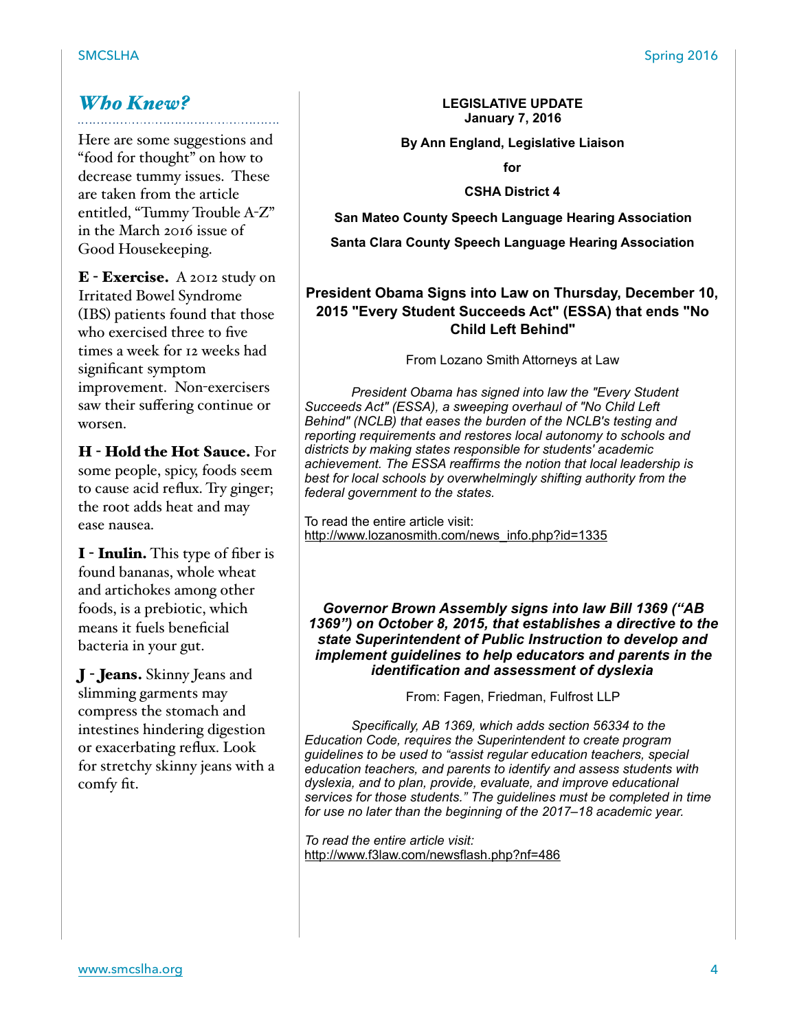## *Who Knew?*

Here are some suggestions and "food for thought" on how to decrease tummy issues. These are taken from the article entitled, "Tummy Trouble A-Z" in the March 2016 issue of Good Housekeeping.

**E - Exercise.** A 2012 study on Irritated Bowel Syndrome (IBS) patients found that those who exercised three to five times a week for 12 weeks had significant symptom improvement. Non-exercisers saw their suffering continue or worsen.

**H - Hold the Hot Sauce.** For some people, spicy, foods seem to cause acid reflux. Try ginger; the root adds heat and may ease nausea.

**I - Inulin.** This type of fiber is found bananas, whole wheat and artichokes among other foods, is a prebiotic, which means it fuels beneficial bacteria in your gut.

**J - Jeans.** Skinny Jeans and slimming garments may compress the stomach and intestines hindering digestion or exacerbating reflux. Look for stretchy skinny jeans with a comfy fit.

**LEGISLATIVE UPDATE**
**January 7, 2016**

**By Ann England, Legislative Liaison**

**for**

**CSHA District 4**

**San Mateo County Speech Language Hearing Association**

**Santa Clara County Speech Language Hearing Association**

### President Obama Signs into Law on Thursday, December 10, 2015 "Every Student Succeeds Act" (ESSA) that ends "No Child Left Behind"

From Lozano Smith Attorneys at Law

*President Obama has signed into law the "Every Student Succeeds Act" (ESSA), a sweeping overhaul of "No Child Left Behind" (NCLB) that eases the burden of the NCLB's testing and reporting requirements and restores local autonomy to schools and districts by making states responsible for students' academic achievement. The ESSA reaffirms the notion that local leadership is best for local schools by overwhelmingly shifting authority from the federal government to the states.*

To read the entire article visit:
http://www.lozanosmith.com/news_info.php?id=1335

### *Governor Brown Assembly signs into law Bill 1369 ("AB 1369") on October 8, 2015, that establishes a directive to the state Superintendent of Public Instruction to develop and implement guidelines to help educators and parents in the identification and assessment of dyslexia*

From: Fagen, Friedman, Fulfrost LLP

*Specifically, AB 1369, which adds section 56334 to the Education Code, requires the Superintendent to create program guidelines to be used to "assist regular education teachers, special education teachers, and parents to identify and assess students with dyslexia, and to plan, provide, evaluate, and improve educational services for those students." The guidelines must be completed in time for use no later than the beginning of the 2017–18 academic year.*

*To read the entire article visit:*
http://www.f3law.com/newsflash.php?nf=486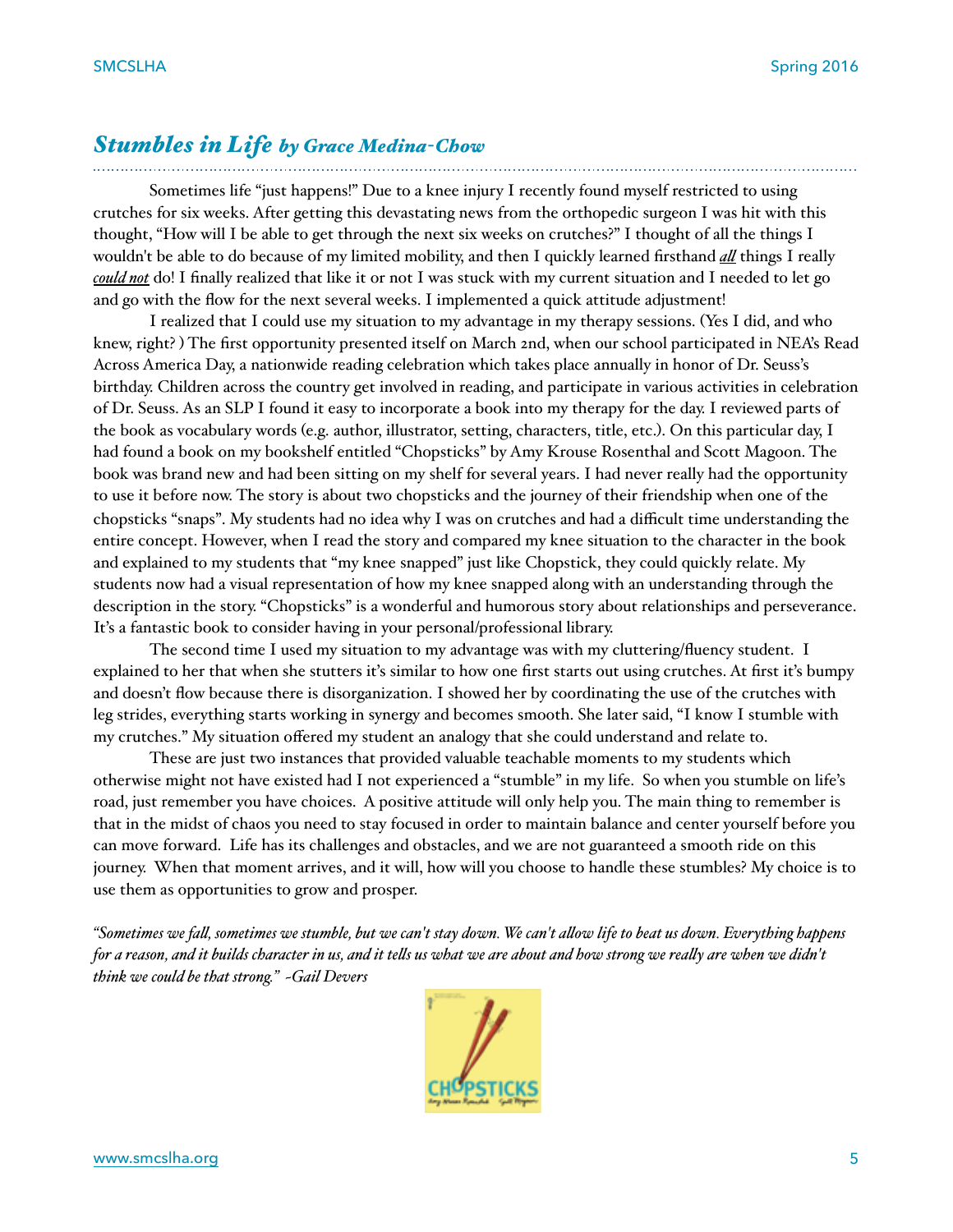## *Stumbles in Life* by Grace Medina-Chow

Sometimes life "just happens!" Due to a knee injury I recently found myself restricted to using crutches for six weeks. After getting this devastating news from the orthopedic surgeon I was hit with this thought, "How will I be able to get through the next six weeks on crutches?" I thought of all the things I wouldn't be able to do because of my limited mobility, and then I quickly learned firsthand ***all*** things I really ***could not*** do! I finally realized that like it or not I was stuck with my current situation and I needed to let go and go with the flow for the next several weeks. I implemented a quick attitude adjustment!

I realized that I could use my situation to my advantage in my therapy sessions. (Yes I did, and who knew, right? ) The first opportunity presented itself on March 2nd, when our school participated in NEA's Read Across America Day, a nationwide reading celebration which takes place annually in honor of Dr. Seuss's birthday. Children across the country get involved in reading, and participate in various activities in celebration of Dr. Seuss. As an SLP I found it easy to incorporate a book into my therapy for the day. I reviewed parts of the book as vocabulary words (e.g. author, illustrator, setting, characters, title, etc.). On this particular day, I had found a book on my bookshelf entitled "Chopsticks" by Amy Krouse Rosenthal and Scott Magoon. The book was brand new and had been sitting on my shelf for several years. I had never really had the opportunity to use it before now. The story is about two chopsticks and the journey of their friendship when one of the chopsticks "snaps". My students had no idea why I was on crutches and had a difficult time understanding the entire concept. However, when I read the story and compared my knee situation to the character in the book and explained to my students that "my knee snapped" just like Chopstick, they could quickly relate. My students now had a visual representation of how my knee snapped along with an understanding through the description in the story. "Chopsticks" is a wonderful and humorous story about relationships and perseverance. It's a fantastic book to consider having in your personal/professional library.

The second time I used my situation to my advantage was with my cluttering/fluency student. I explained to her that when she stutters it's similar to how one first starts out using crutches. At first it's bumpy and doesn't flow because there is disorganization. I showed her by coordinating the use of the crutches with leg strides, everything starts working in synergy and becomes smooth. She later said, "I know I stumble with my crutches." My situation offered my student an analogy that she could understand and relate to.

These are just two instances that provided valuable teachable moments to my students which otherwise might not have existed had I not experienced a "stumble" in my life. So when you stumble on life's road, just remember you have choices. A positive attitude will only help you. The main thing to remember is that in the midst of chaos you need to stay focused in order to maintain balance and center yourself before you can move forward. Life has its challenges and obstacles, and we are not guaranteed a smooth ride on this journey. When that moment arrives, and it will, how will you choose to handle these stumbles? My choice is to use them as opportunities to grow and prosper.

*"Sometimes we fall, sometimes we stumble, but we can't stay down. We can't allow life to beat us down. Everything happens for a reason, and it builds character in us, and it tells us what we are about and how strong we really are when we didn't think we could be that strong." -Gail Devers*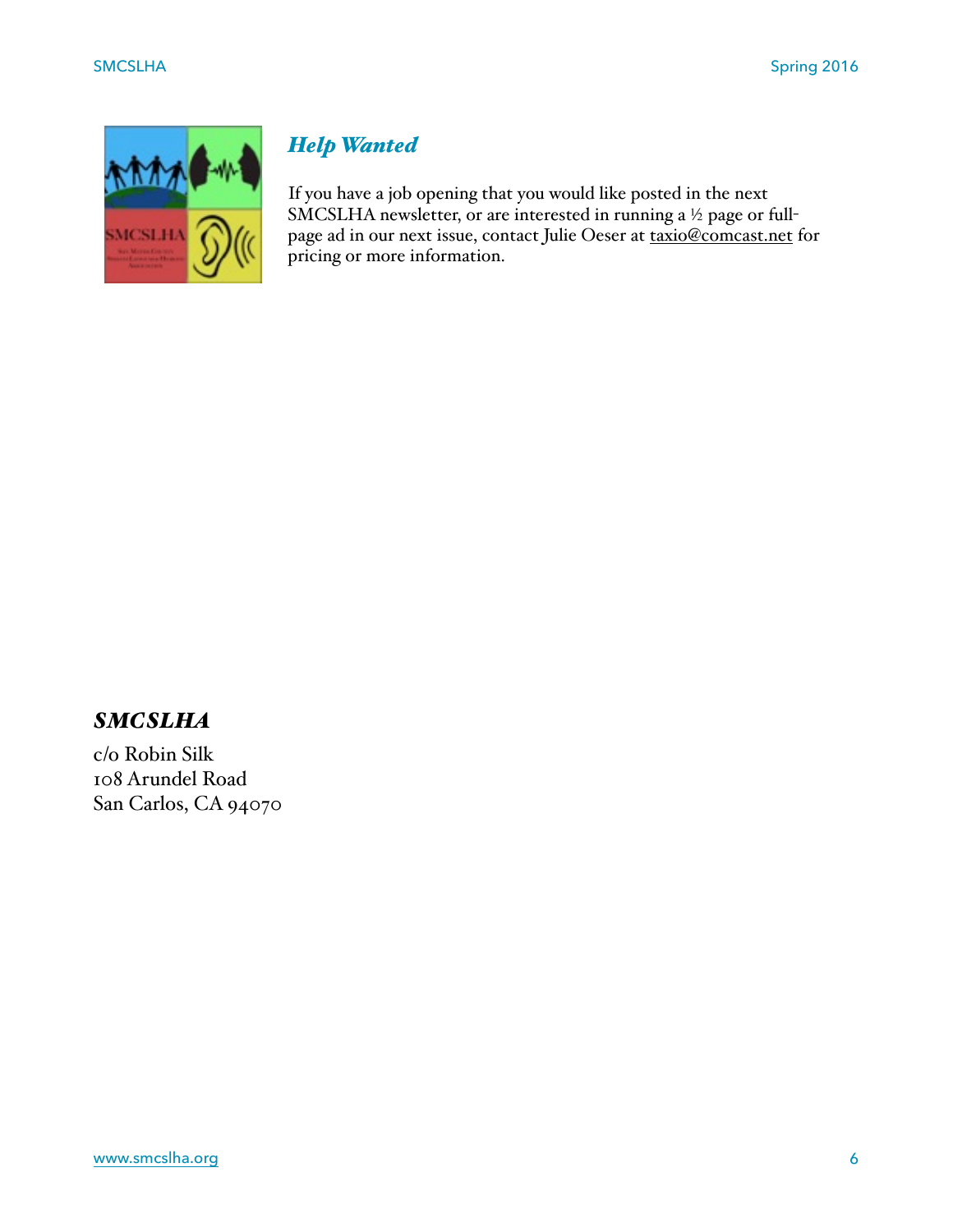## *Help Wanted*

If you have a job opening that you would like posted in the next SMCSLHA newsletter, or are interested in running a ½ page or full-page ad in our next issue, contact Julie Oeser at taxio@comcast.net for pricing or more information.

***SMCSLHA***

c/o Robin Silk
108 Arundel Road
San Carlos, CA 94070

www.smcslha.org